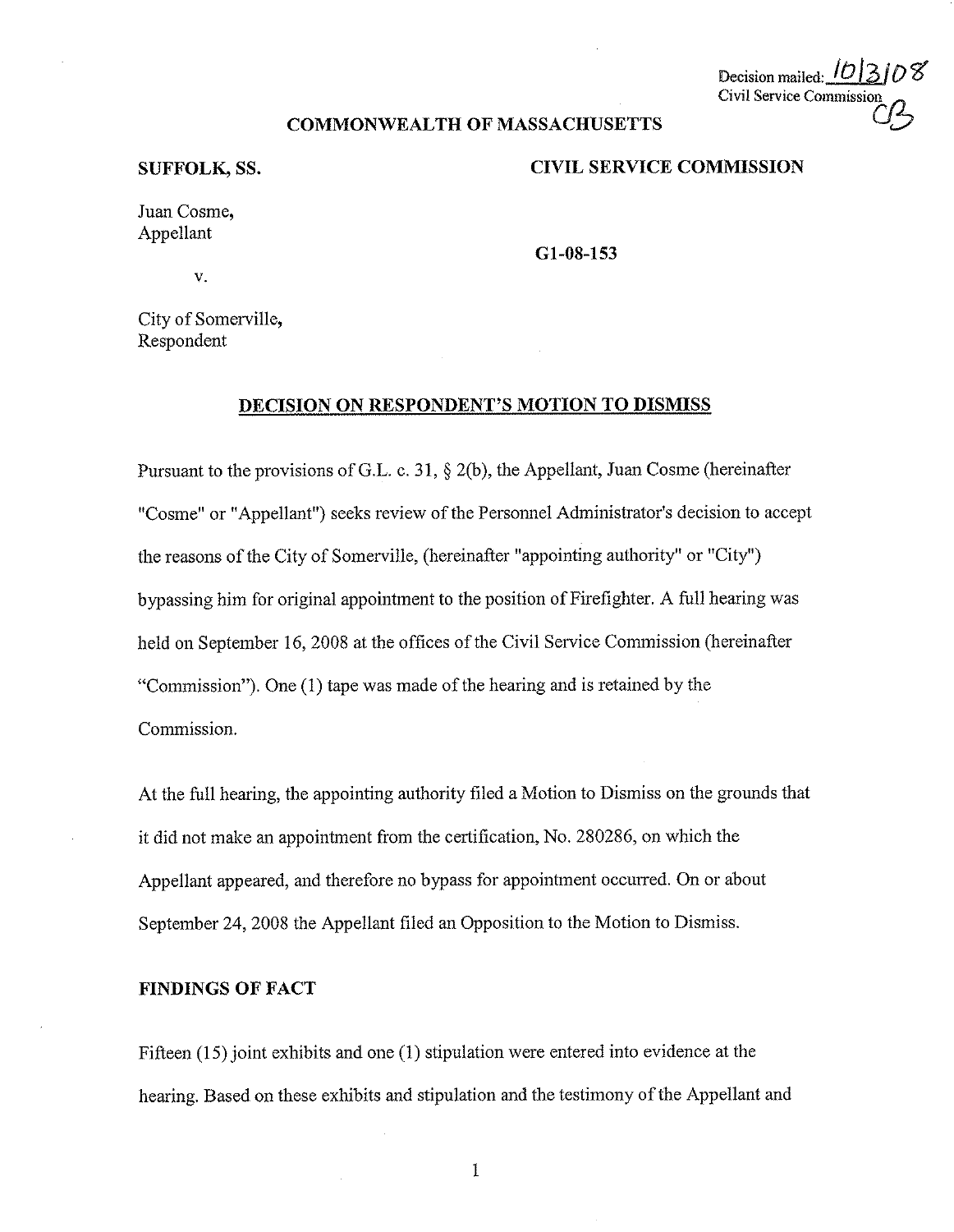Decision mailed: 10/3/08
Civil Service Commission
CB

**COMMONWEALTH OF MASSACHUSETTS**

**SUFFOLK, SS.** **CIVIL SERVICE COMMISSION**

Juan Cosme,
Appellant

v.

**G1-08-153**

City of Somerville,
Respondent

## DECISION ON RESPONDENT'S MOTION TO DISMISS

Pursuant to the provisions of G.L. c. 31, § 2(b), the Appellant, Juan Cosme (hereinafter "Cosme" or "Appellant") seeks review of the Personnel Administrator's decision to accept the reasons of the City of Somerville, (hereinafter "appointing authority" or "City") bypassing him for original appointment to the position of Firefighter. A full hearing was held on September 16, 2008 at the offices of the Civil Service Commission (hereinafter "Commission"). One (1) tape was made of the hearing and is retained by the Commission.

At the full hearing, the appointing authority filed a Motion to Dismiss on the grounds that it did not make an appointment from the certification, No. 280286, on which the Appellant appeared, and therefore no bypass for appointment occurred. On or about September 24, 2008 the Appellant filed an Opposition to the Motion to Dismiss.

### FINDINGS OF FACT

Fifteen (15) joint exhibits and one (1) stipulation were entered into evidence at the hearing. Based on these exhibits and stipulation and the testimony of the Appellant and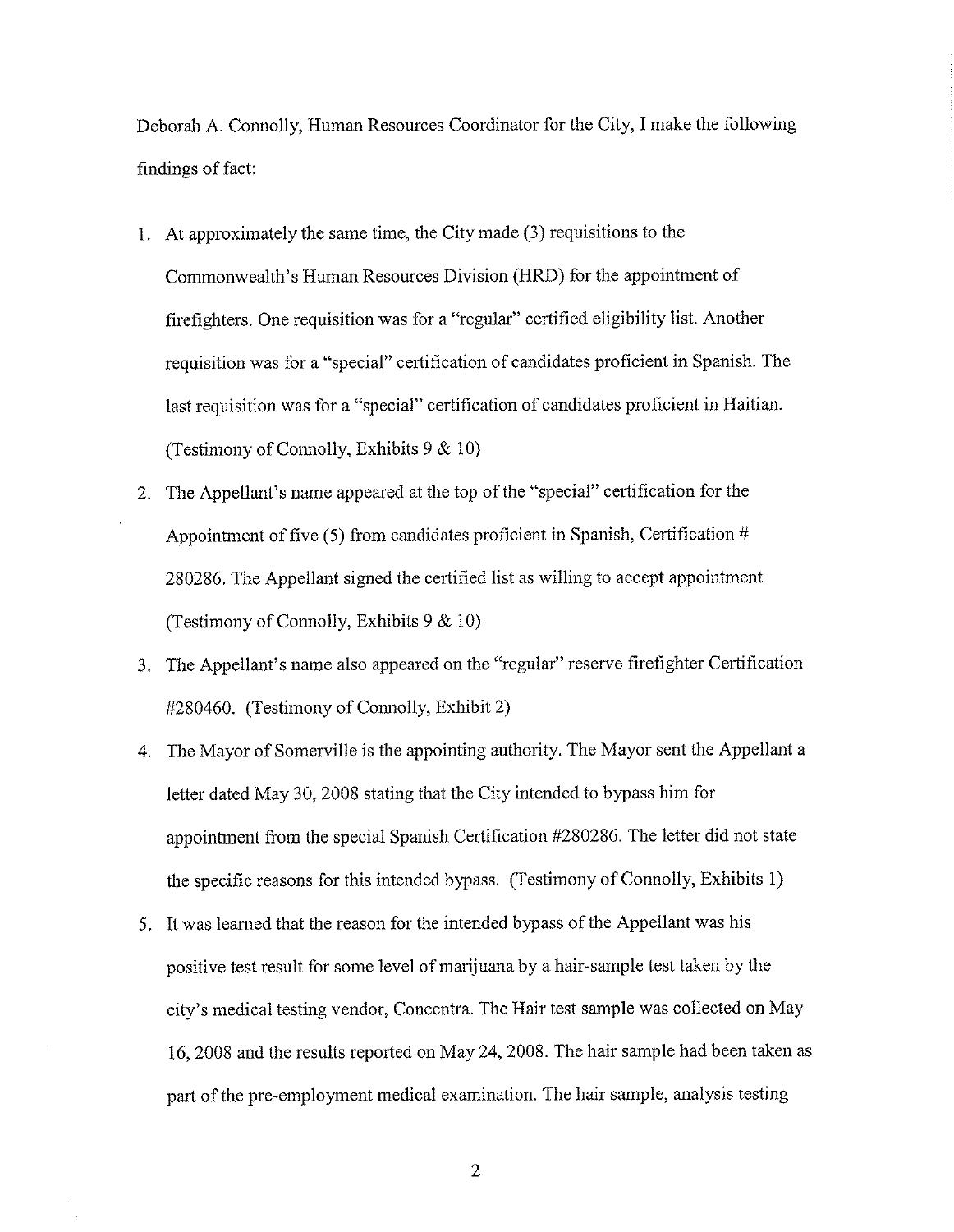Deborah A. Connolly, Human Resources Coordinator for the City, I make the following findings of fact:

1. At approximately the same time, the City made (3) requisitions to the Commonwealth's Human Resources Division (HRD) for the appointment of firefighters. One requisition was for a "regular" certified eligibility list. Another requisition was for a "special" certification of candidates proficient in Spanish. The last requisition was for a "special" certification of candidates proficient in Haitian. (Testimony of Connolly, Exhibits 9 & 10)

2. The Appellant's name appeared at the top of the "special" certification for the Appointment of five (5) from candidates proficient in Spanish, Certification # 280286. The Appellant signed the certified list as willing to accept appointment (Testimony of Connolly, Exhibits 9 & 10)

3. The Appellant's name also appeared on the "regular" reserve firefighter Certification #280460. (Testimony of Connolly, Exhibit 2)

4. The Mayor of Somerville is the appointing authority. The Mayor sent the Appellant a letter dated May 30, 2008 stating that the City intended to bypass him for appointment from the special Spanish Certification #280286. The letter did not state the specific reasons for this intended bypass. (Testimony of Connolly, Exhibits 1)

5. It was learned that the reason for the intended bypass of the Appellant was his positive test result for some level of marijuana by a hair-sample test taken by the city's medical testing vendor, Concentra. The Hair test sample was collected on May 16, 2008 and the results reported on May 24, 2008. The hair sample had been taken as part of the pre-employment medical examination. The hair sample, analysis testing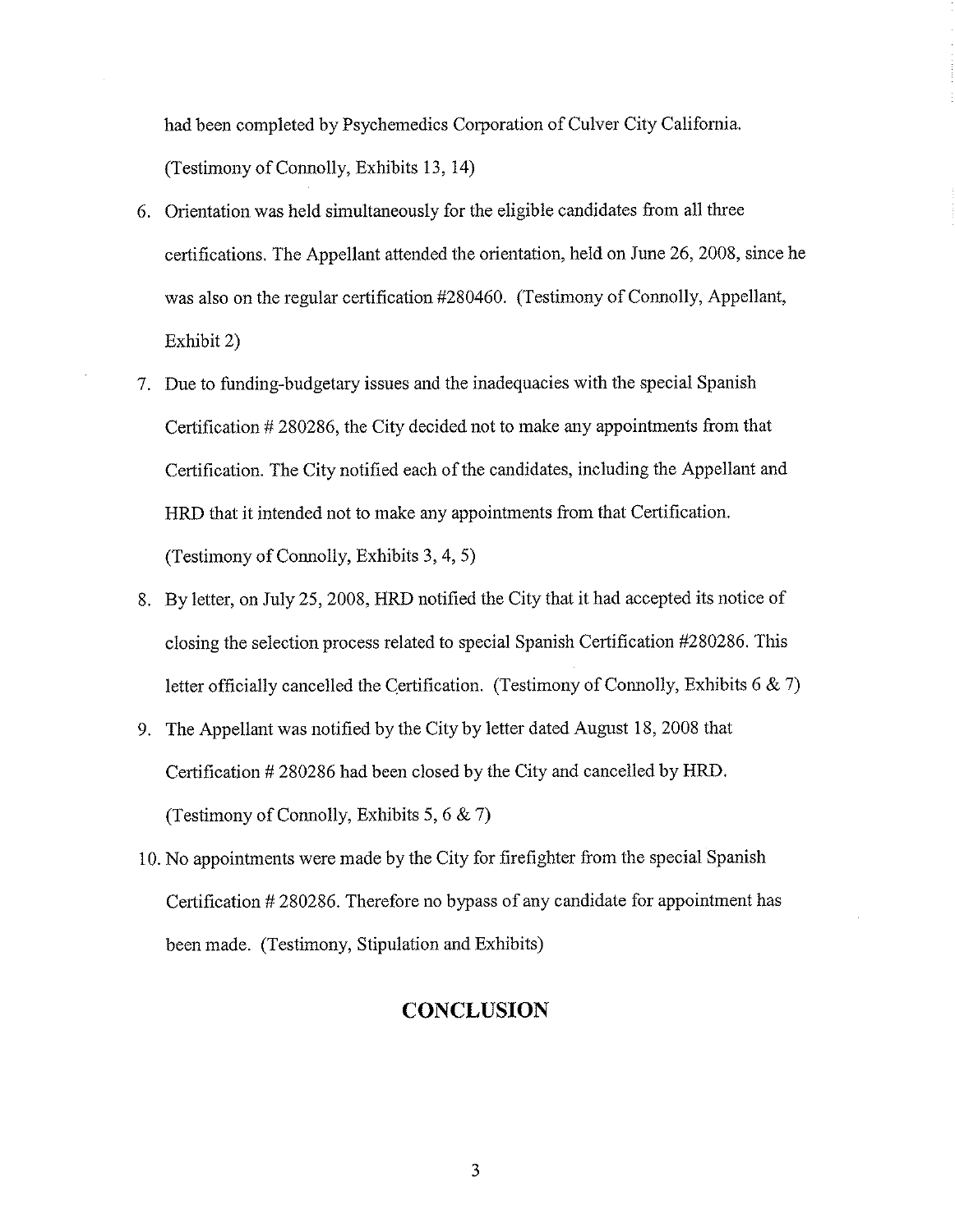had been completed by Psychemedics Corporation of Culver City California. (Testimony of Connolly, Exhibits 13, 14)

6. Orientation was held simultaneously for the eligible candidates from all three certifications. The Appellant attended the orientation, held on June 26, 2008, since he was also on the regular certification #280460. (Testimony of Connolly, Appellant, Exhibit 2)
7. Due to funding-budgetary issues and the inadequacies with the special Spanish Certification # 280286, the City decided not to make any appointments from that Certification. The City notified each of the candidates, including the Appellant and HRD that it intended not to make any appointments from that Certification. (Testimony of Connolly, Exhibits 3, 4, 5)
8. By letter, on July 25, 2008, HRD notified the City that it had accepted its notice of closing the selection process related to special Spanish Certification #280286. This letter officially cancelled the Certification. (Testimony of Connolly, Exhibits 6 & 7)
9. The Appellant was notified by the City by letter dated August 18, 2008 that Certification # 280286 had been closed by the City and cancelled by HRD. (Testimony of Connolly, Exhibits 5, 6 & 7)
10. No appointments were made by the City for firefighter from the special Spanish Certification # 280286. Therefore no bypass of any candidate for appointment has been made. (Testimony, Stipulation and Exhibits)

## CONCLUSION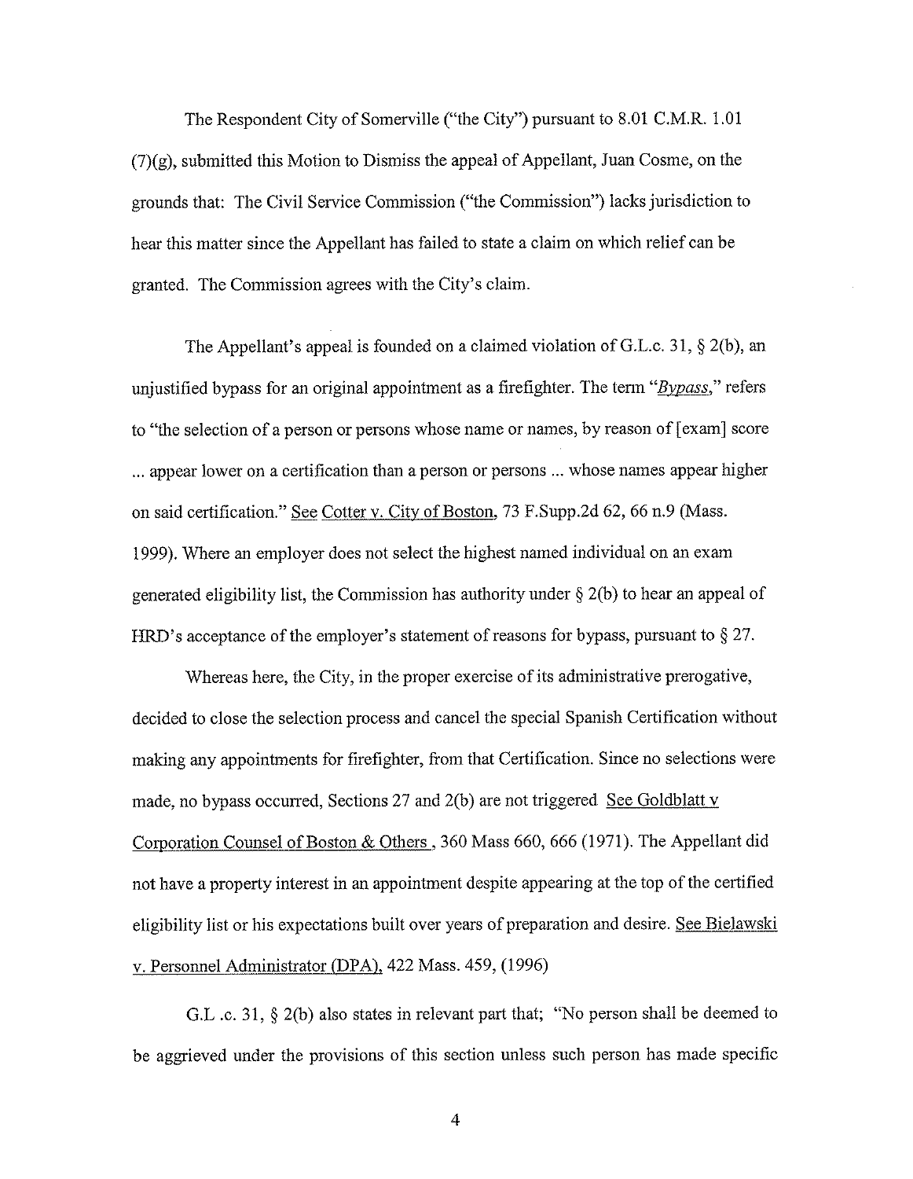The Respondent City of Somerville ("the City") pursuant to 8.01 C.M.R. 1.01 (7)(g), submitted this Motion to Dismiss the appeal of Appellant, Juan Cosme, on the grounds that: The Civil Service Commission ("the Commission") lacks jurisdiction to hear this matter since the Appellant has failed to state a claim on which relief can be granted. The Commission agrees with the City's claim.

The Appellant's appeal is founded on a claimed violation of G.L.c. 31, § 2(b), an unjustified bypass for an original appointment as a firefighter. The term "*Bypass*," refers to "the selection of a person or persons whose name or names, by reason of [exam] score ... appear lower on a certification than a person or persons ... whose names appear higher on said certification." See Cotter v. City of Boston, 73 F.Supp.2d 62, 66 n.9 (Mass. 1999). Where an employer does not select the highest named individual on an exam generated eligibility list, the Commission has authority under § 2(b) to hear an appeal of HRD's acceptance of the employer's statement of reasons for bypass, pursuant to § 27.

Whereas here, the City, in the proper exercise of its administrative prerogative, decided to close the selection process and cancel the special Spanish Certification without making any appointments for firefighter, from that Certification. Since no selections were made, no bypass occurred, Sections 27 and 2(b) are not triggered See Goldblatt v Corporation Counsel of Boston & Others , 360 Mass 660, 666 (1971). The Appellant did not have a property interest in an appointment despite appearing at the top of the certified eligibility list or his expectations built over years of preparation and desire. See Bielawski v. Personnel Administrator (DPA), 422 Mass. 459, (1996)

G.L .c. 31, § 2(b) also states in relevant part that; "No person shall be deemed to be aggrieved under the provisions of this section unless such person has made specific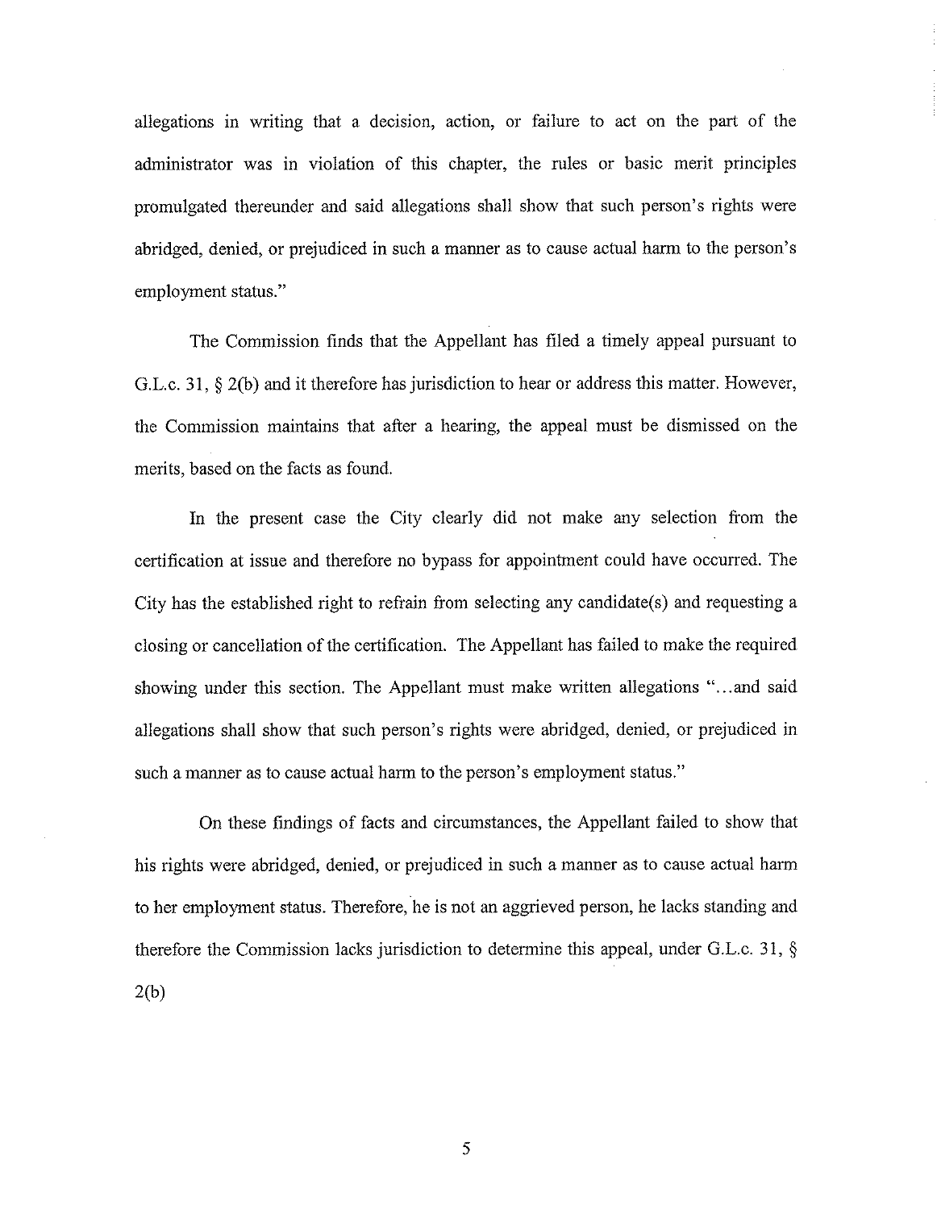allegations in writing that a decision, action, or failure to act on the part of the administrator was in violation of this chapter, the rules or basic merit principles promulgated thereunder and said allegations shall show that such person's rights were abridged, denied, or prejudiced in such a manner as to cause actual harm to the person's employment status."

The Commission finds that the Appellant has filed a timely appeal pursuant to G.L.c. 31, § 2(b) and it therefore has jurisdiction to hear or address this matter. However, the Commission maintains that after a hearing, the appeal must be dismissed on the merits, based on the facts as found.

In the present case the City clearly did not make any selection from the certification at issue and therefore no bypass for appointment could have occurred. The City has the established right to refrain from selecting any candidate(s) and requesting a closing or cancellation of the certification. The Appellant has failed to make the required showing under this section. The Appellant must make written allegations "...and said allegations shall show that such person's rights were abridged, denied, or prejudiced in such a manner as to cause actual harm to the person's employment status."

On these findings of facts and circumstances, the Appellant failed to show that his rights were abridged, denied, or prejudiced in such a manner as to cause actual harm to her employment status. Therefore, he is not an aggrieved person, he lacks standing and therefore the Commission lacks jurisdiction to determine this appeal, under G.L.c. 31, § 2(b)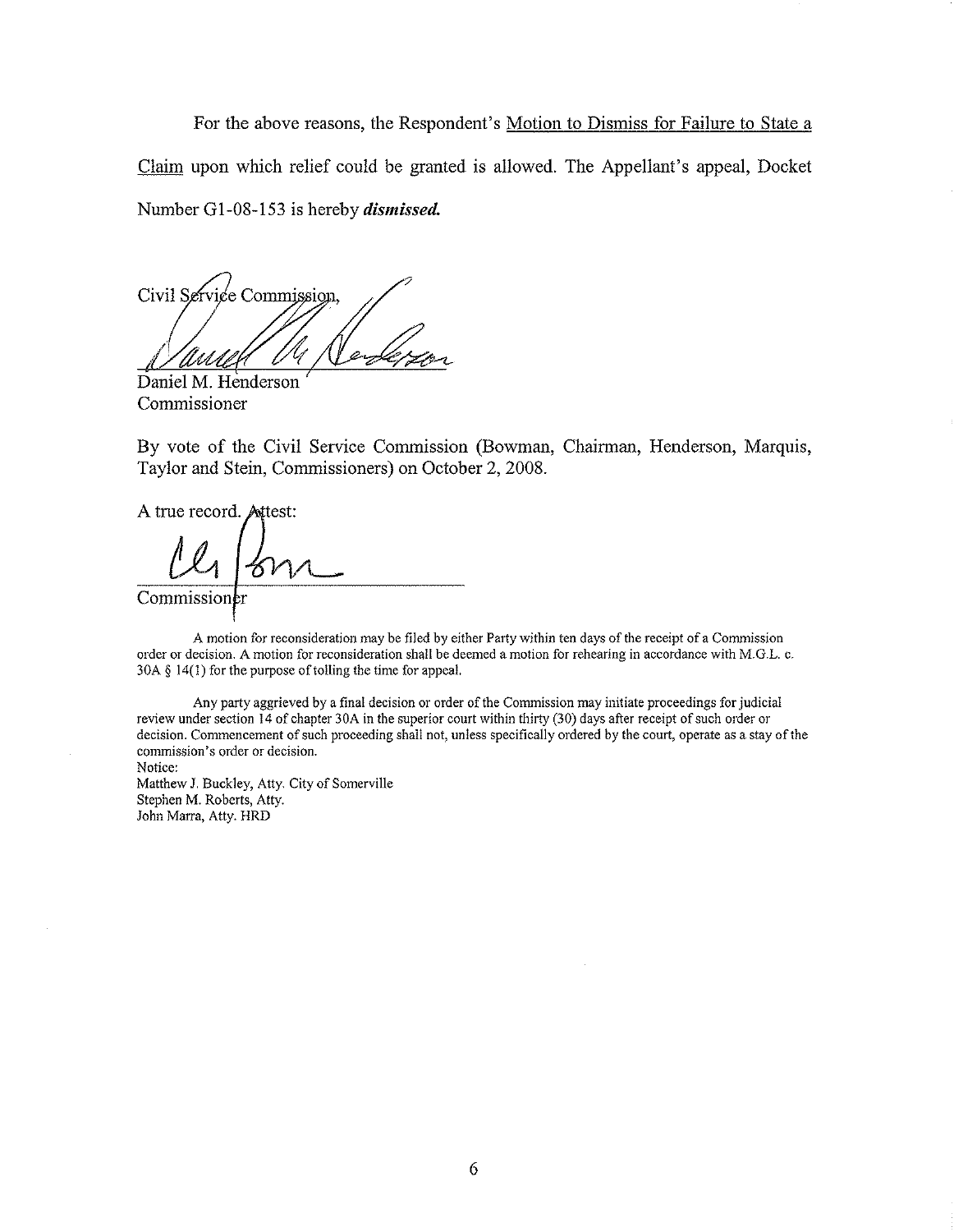For the above reasons, the Respondent's <u>Motion to Dismiss for Failure to State a Claim</u> upon which relief could be granted is allowed. The Appellant's appeal, Docket Number G1-08-153 is hereby ***dismissed.***

Civil Service Commission,

Daniel M. Henderson
Commissioner

By vote of the Civil Service Commission (Bowman, Chairman, Henderson, Marquis, Taylor and Stein, Commissioners) on October 2, 2008.

A true record. Attest:

Commissioner

A motion for reconsideration may be filed by either Party within ten days of the receipt of a Commission order or decision. A motion for reconsideration shall be deemed a motion for rehearing in accordance with M.G.L. c. 30A § 14(1) for the purpose of tolling the time for appeal.

Any party aggrieved by a final decision or order of the Commission may initiate proceedings for judicial review under section 14 of chapter 30A in the superior court within thirty (30) days after receipt of such order or decision. Commencement of such proceeding shall not, unless specifically ordered by the court, operate as a stay of the commission's order or decision.

Notice:
Matthew J. Buckley, Atty. City of Somerville
Stephen M. Roberts, Atty.
John Marra, Atty. HRD